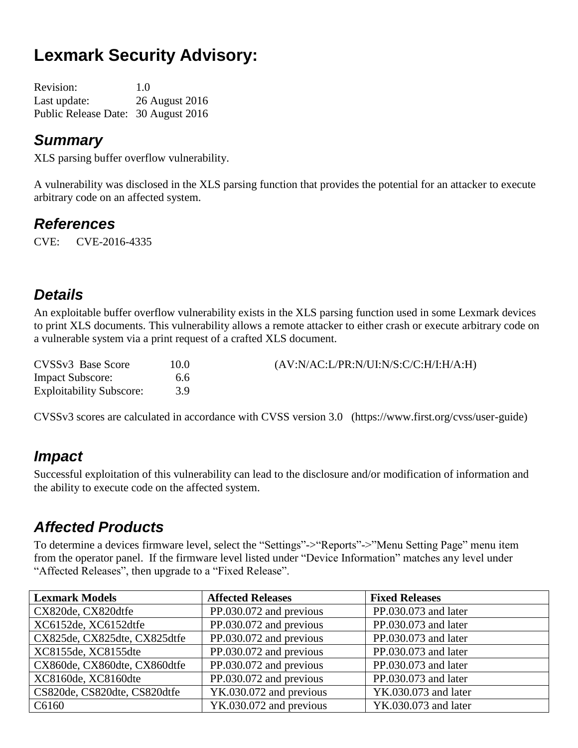# Lexmark Security Advisory:

Revision: 1.0
Last update: 26 August 2016
Public Release Date: 30 August 2016

## *Summary*

XLS parsing buffer overflow vulnerability.

A vulnerability was disclosed in the XLS parsing function that provides the potential for an attacker to execute arbitrary code on an affected system.

## *References*

CVE: CVE-2016-4335

## *Details*

An exploitable buffer overflow vulnerability exists in the XLS parsing function used in some Lexmark devices to print XLS documents. This vulnerability allows a remote attacker to either crash or execute arbitrary code on a vulnerable system via a print request of a crafted XLS document.

| | | |
|---|---|---|
| CVSSv3 Base Score | 10.0 | (AV:N/AC:L/PR:N/UI:N/S:C/C:H/I:H/A:H) |
| Impact Subscore: | 6.6 | |
| Exploitability Subscore: | 3.9 | |

CVSSv3 scores are calculated in accordance with CVSS version 3.0 (https://www.first.org/cvss/user-guide)

## *Impact*

Successful exploitation of this vulnerability can lead to the disclosure and/or modification of information and the ability to execute code on the affected system.

## *Affected Products*

To determine a devices firmware level, select the “Settings”->“Reports”->”Menu Setting Page” menu item from the operator panel. If the firmware level listed under “Device Information” matches any level under “Affected Releases”, then upgrade to a “Fixed Release”.

| Lexmark Models | Affected Releases | Fixed Releases |
|---|---|---|
| CX820de, CX820dtfe | PP.030.072 and previous | PP.030.073 and later |
| XC6152de, XC6152dtfe | PP.030.072 and previous | PP.030.073 and later |
| CX825de, CX825dte, CX825dtfe | PP.030.072 and previous | PP.030.073 and later |
| XC8155de, XC8155dte | PP.030.072 and previous | PP.030.073 and later |
| CX860de, CX860dte, CX860dtfe | PP.030.072 and previous | PP.030.073 and later |
| XC8160de, XC8160dte | PP.030.072 and previous | PP.030.073 and later |
| CS820de, CS820dte, CS820dtfe | YK.030.072 and previous | YK.030.073 and later |
| C6160 | YK.030.072 and previous | YK.030.073 and later |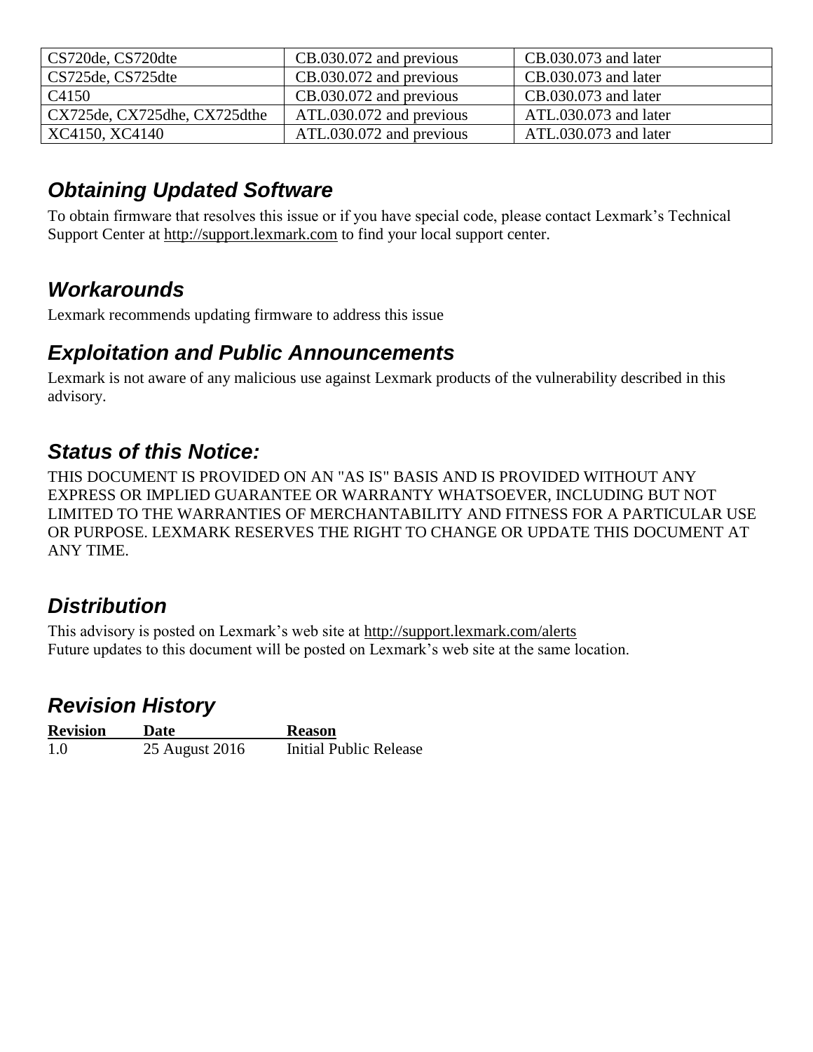| | | |
|---|---|---|
| CS720de, CS720dte | CB.030.072 and previous | CB.030.073 and later |
| CS725de, CS725dte | CB.030.072 and previous | CB.030.073 and later |
| C4150 | CB.030.072 and previous | CB.030.073 and later |
| CX725de, CX725dhe, CX725dthe | ATL.030.072 and previous | ATL.030.073 and later |
| XC4150, XC4140 | ATL.030.072 and previous | ATL.030.073 and later |

## *Obtaining Updated Software*

To obtain firmware that resolves this issue or if you have special code, please contact Lexmark's Technical Support Center at http://support.lexmark.com to find your local support center.

## *Workarounds*

Lexmark recommends updating firmware to address this issue

## *Exploitation and Public Announcements*

Lexmark is not aware of any malicious use against Lexmark products of the vulnerability described in this advisory.

## *Status of this Notice:*

THIS DOCUMENT IS PROVIDED ON AN "AS IS" BASIS AND IS PROVIDED WITHOUT ANY EXPRESS OR IMPLIED GUARANTEE OR WARRANTY WHATSOEVER, INCLUDING BUT NOT LIMITED TO THE WARRANTIES OF MERCHANTABILITY AND FITNESS FOR A PARTICULAR USE OR PURPOSE. LEXMARK RESERVES THE RIGHT TO CHANGE OR UPDATE THIS DOCUMENT AT ANY TIME.

## *Distribution*

This advisory is posted on Lexmark's web site at http://support.lexmark.com/alerts
Future updates to this document will be posted on Lexmark's web site at the same location.

## *Revision History*

| Revision | Date | Reason |
|---|---|---|
| 1.0 | 25 August 2016 | Initial Public Release |